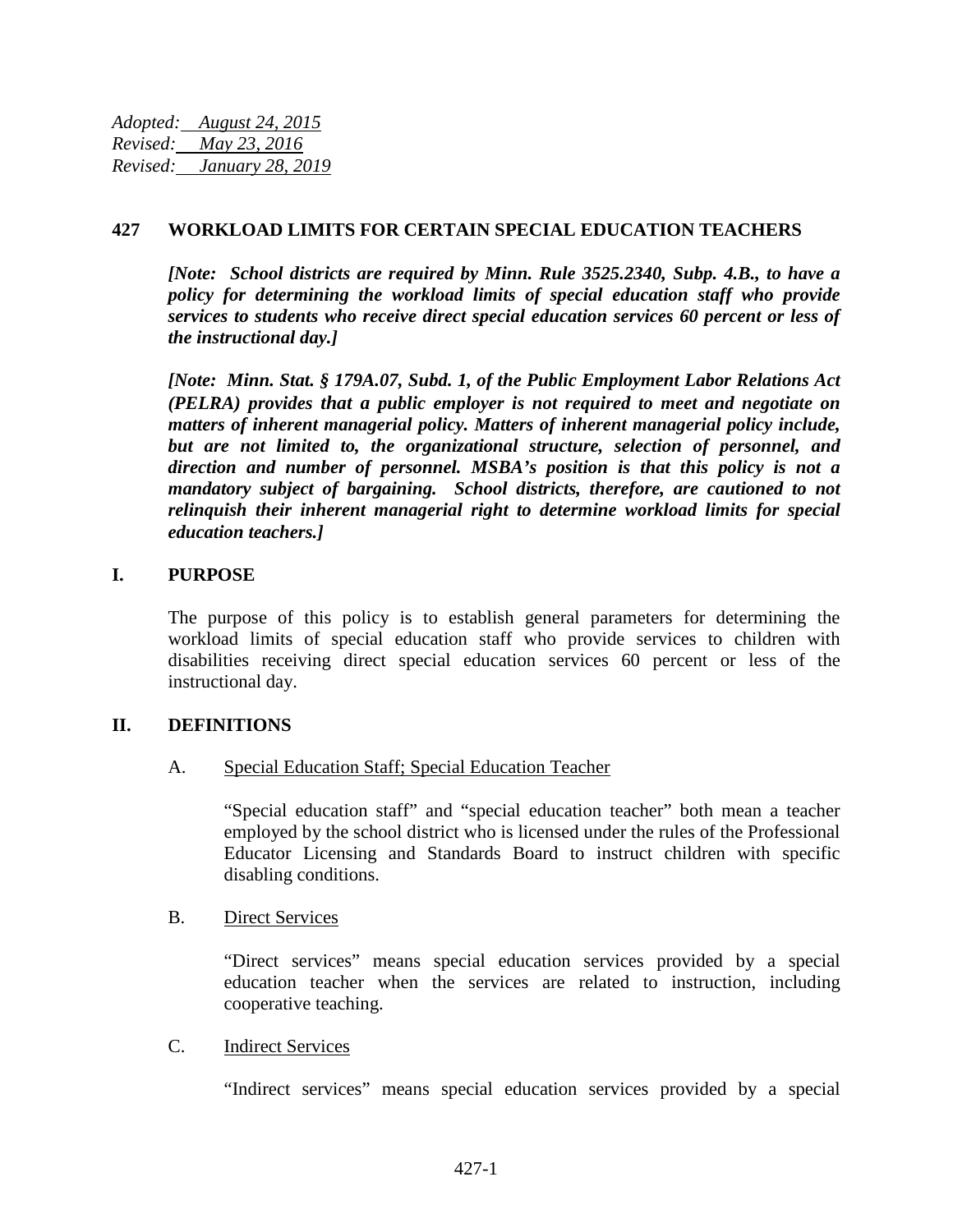*Adopted: <u>August 24, 2015</u>*
*Revised: <u>May 23, 2016</u>*
*Revised: <u>January 28, 2019</u>*

# 427 WORKLOAD LIMITS FOR CERTAIN SPECIAL EDUCATION TEACHERS

***[Note: School districts are required by Minn. Rule 3525.2340, Subp. 4.B., to have a policy for determining the workload limits of special education staff who provide services to students who receive direct special education services 60 percent or less of the instructional day.]***

***[Note: Minn. Stat. § 179A.07, Subd. 1, of the Public Employment Labor Relations Act (PELRA) provides that a public employer is not required to meet and negotiate on matters of inherent managerial policy. Matters of inherent managerial policy include, but are not limited to, the organizational structure, selection of personnel, and direction and number of personnel. MSBA's position is that this policy is not a mandatory subject of bargaining. School districts, therefore, are cautioned to not relinquish their inherent managerial right to determine workload limits for special education teachers.]***

## I. PURPOSE

The purpose of this policy is to establish general parameters for determining the workload limits of special education staff who provide services to children with disabilities receiving direct special education services 60 percent or less of the instructional day.

## II. DEFINITIONS

A. <u>Special Education Staff; Special Education Teacher</u>

"Special education staff" and "special education teacher" both mean a teacher employed by the school district who is licensed under the rules of the Professional Educator Licensing and Standards Board to instruct children with specific disabling conditions.

B. <u>Direct Services</u>

"Direct services" means special education services provided by a special education teacher when the services are related to instruction, including cooperative teaching.

C. <u>Indirect Services</u>

"Indirect services" means special education services provided by a special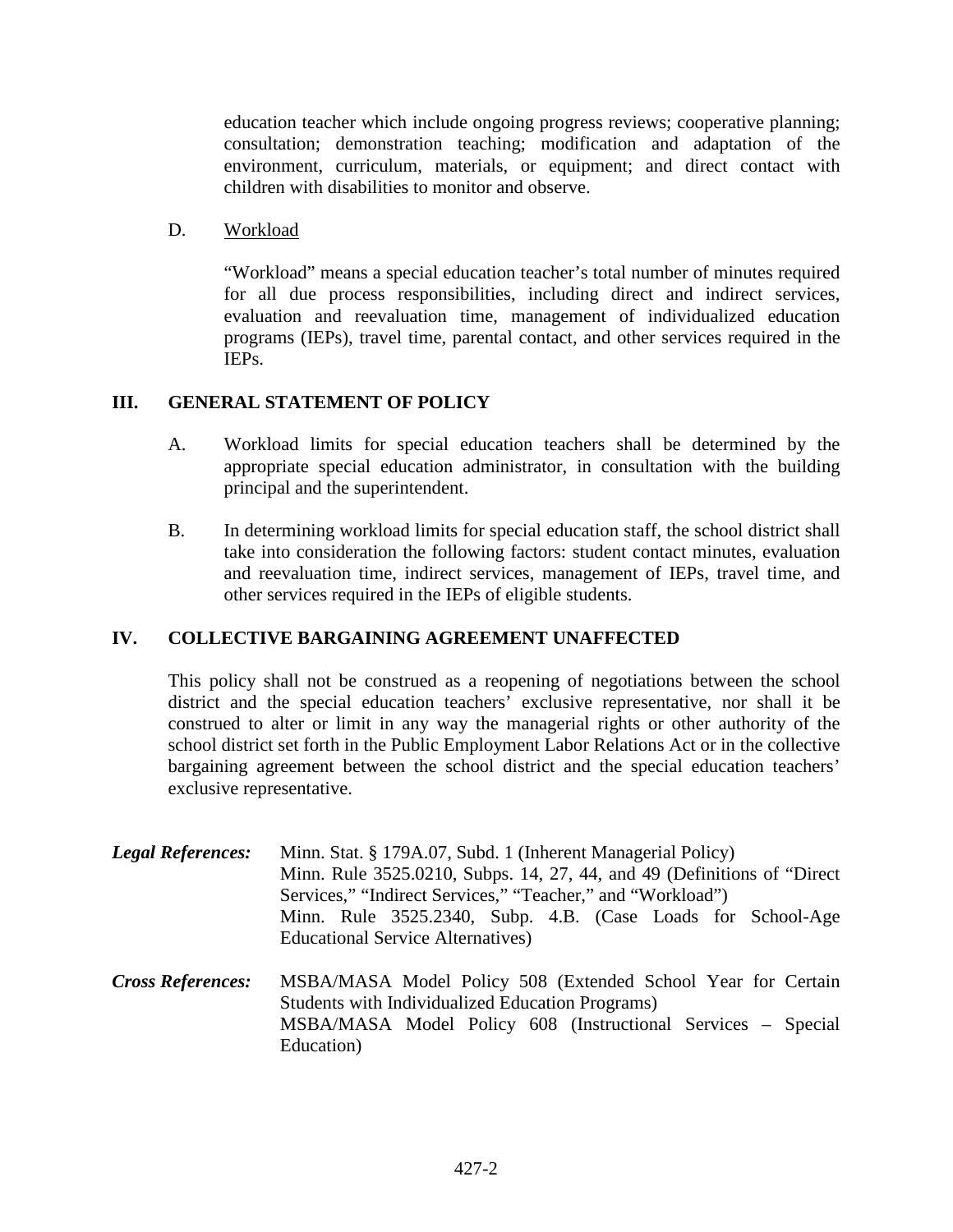education teacher which include ongoing progress reviews; cooperative planning; consultation; demonstration teaching; modification and adaptation of the environment, curriculum, materials, or equipment; and direct contact with children with disabilities to monitor and observe.

D. Workload

"Workload" means a special education teacher's total number of minutes required for all due process responsibilities, including direct and indirect services, evaluation and reevaluation time, management of individualized education programs (IEPs), travel time, parental contact, and other services required in the IEPs.

## III. GENERAL STATEMENT OF POLICY

A. Workload limits for special education teachers shall be determined by the appropriate special education administrator, in consultation with the building principal and the superintendent.

B. In determining workload limits for special education staff, the school district shall take into consideration the following factors: student contact minutes, evaluation and reevaluation time, indirect services, management of IEPs, travel time, and other services required in the IEPs of eligible students.

## IV. COLLECTIVE BARGAINING AGREEMENT UNAFFECTED

This policy shall not be construed as a reopening of negotiations between the school district and the special education teachers' exclusive representative, nor shall it be construed to alter or limit in any way the managerial rights or other authority of the school district set forth in the Public Employment Labor Relations Act or in the collective bargaining agreement between the school district and the special education teachers' exclusive representative.

***Legal References:*** Minn. Stat. § 179A.07, Subd. 1 (Inherent Managerial Policy)
Minn. Rule 3525.0210, Subps. 14, 27, 44, and 49 (Definitions of "Direct Services," "Indirect Services," "Teacher," and "Workload")
Minn. Rule 3525.2340, Subp. 4.B. (Case Loads for School-Age Educational Service Alternatives)

***Cross References:*** MSBA/MASA Model Policy 508 (Extended School Year for Certain Students with Individualized Education Programs)
MSBA/MASA Model Policy 608 (Instructional Services – Special Education)